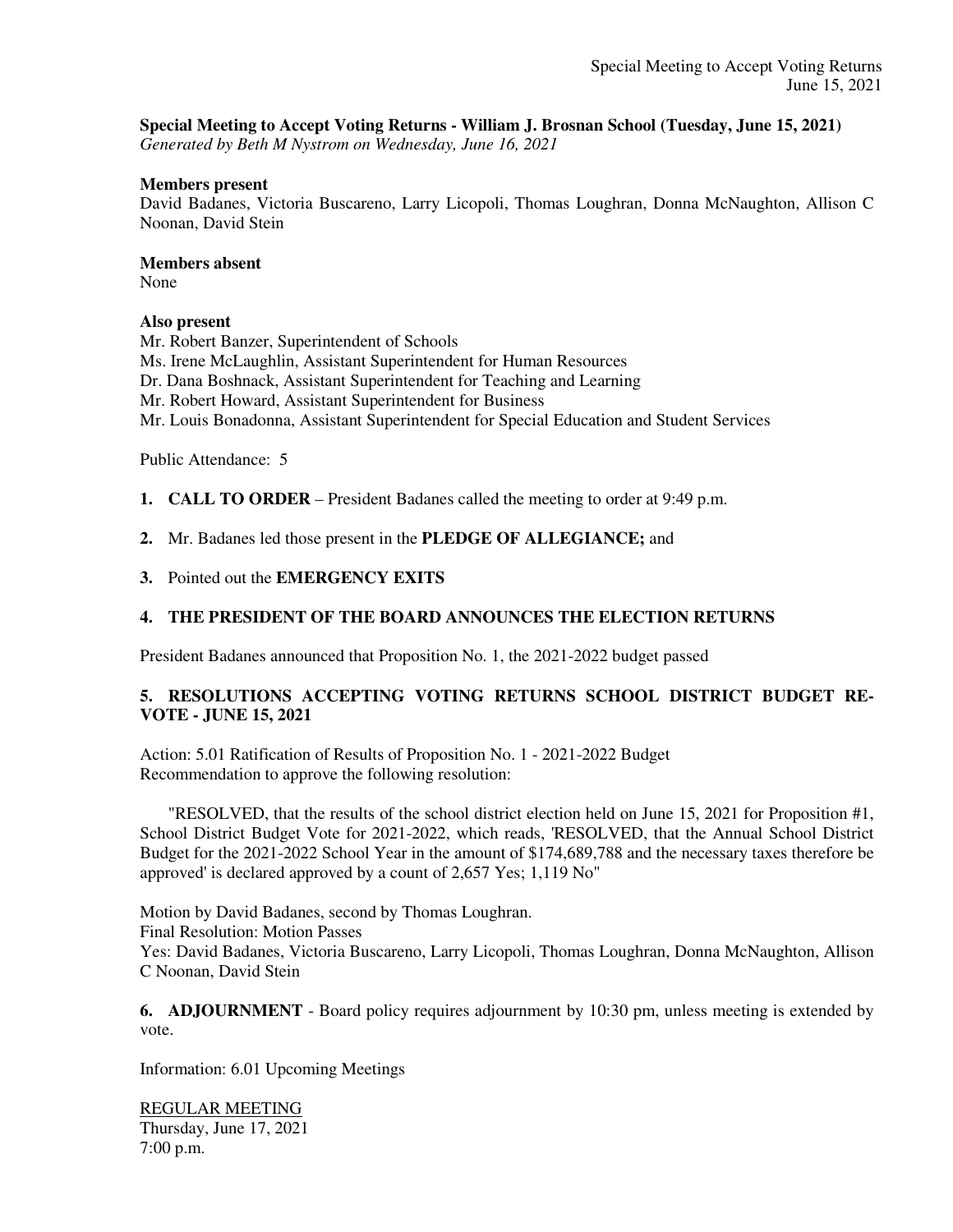**Special Meeting to Accept Voting Returns - William J. Brosnan School (Tuesday, June 15, 2021)**
*Generated by Beth M Nystrom on Wednesday, June 16, 2021*

**Members present**
David Badanes, Victoria Buscareno, Larry Licopoli, Thomas Loughran, Donna McNaughton, Allison C Noonan, David Stein

**Members absent**
None

**Also present**
Mr. Robert Banzer, Superintendent of Schools
Ms. Irene McLaughlin, Assistant Superintendent for Human Resources
Dr. Dana Boshnack, Assistant Superintendent for Teaching and Learning
Mr. Robert Howard, Assistant Superintendent for Business
Mr. Louis Bonadonna, Assistant Superintendent for Special Education and Student Services

Public Attendance: 5

**1. CALL TO ORDER** – President Badanes called the meeting to order at 9:49 p.m.

**2.** Mr. Badanes led those present in the **PLEDGE OF ALLEGIANCE;** and

**3.** Pointed out the **EMERGENCY EXITS**

**4. THE PRESIDENT OF THE BOARD ANNOUNCES THE ELECTION RETURNS**

President Badanes announced that Proposition No. 1, the 2021-2022 budget passed

**5. RESOLUTIONS ACCEPTING VOTING RETURNS SCHOOL DISTRICT BUDGET RE-VOTE - JUNE 15, 2021**

Action: 5.01 Ratification of Results of Proposition No. 1 - 2021-2022 Budget
Recommendation to approve the following resolution:

"RESOLVED, that the results of the school district election held on June 15, 2021 for Proposition #1, School District Budget Vote for 2021-2022, which reads, 'RESOLVED, that the Annual School District Budget for the 2021-2022 School Year in the amount of $174,689,788 and the necessary taxes therefore be approved' is declared approved by a count of 2,657 Yes; 1,119 No"

Motion by David Badanes, second by Thomas Loughran.
Final Resolution: Motion Passes
Yes: David Badanes, Victoria Buscareno, Larry Licopoli, Thomas Loughran, Donna McNaughton, Allison C Noonan, David Stein

**6. ADJOURNMENT** - Board policy requires adjournment by 10:30 pm, unless meeting is extended by vote.

Information: 6.01 Upcoming Meetings

REGULAR MEETING
Thursday, June 17, 2021
7:00 p.m.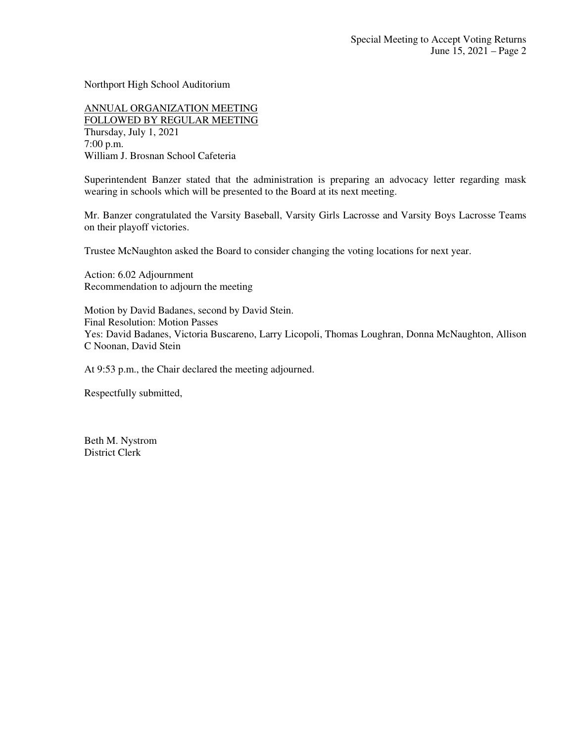Northport High School Auditorium

ANNUAL ORGANIZATION MEETING
FOLLOWED BY REGULAR MEETING
Thursday, July 1, 2021
7:00 p.m.
William J. Brosnan School Cafeteria

Superintendent Banzer stated that the administration is preparing an advocacy letter regarding mask wearing in schools which will be presented to the Board at its next meeting.

Mr. Banzer congratulated the Varsity Baseball, Varsity Girls Lacrosse and Varsity Boys Lacrosse Teams on their playoff victories.

Trustee McNaughton asked the Board to consider changing the voting locations for next year.

Action: 6.02 Adjournment
Recommendation to adjourn the meeting

Motion by David Badanes, second by David Stein.
Final Resolution: Motion Passes
Yes: David Badanes, Victoria Buscareno, Larry Licopoli, Thomas Loughran, Donna McNaughton, Allison C Noonan, David Stein

At 9:53 p.m., the Chair declared the meeting adjourned.

Respectfully submitted,

Beth M. Nystrom
District Clerk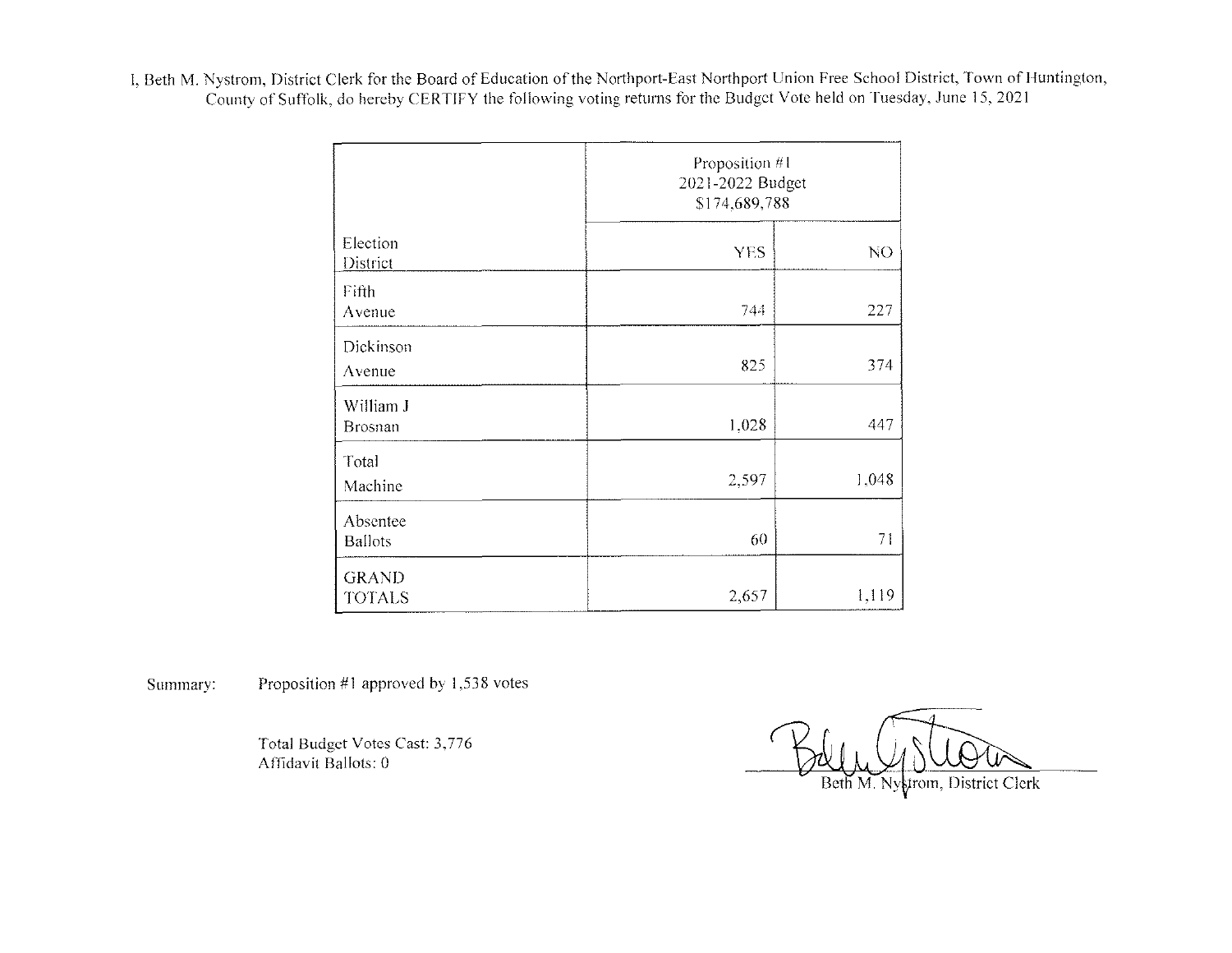I, Beth M. Nystrom, District Clerk for the Board of Education of the Northport-East Northport Union Free School District, Town of Huntington, County of Suffolk, do hereby CERTIFY the following voting returns for the Budget Vote held on Tuesday, June 15, 2021

| | Proposition #1 2021-2022 Budget $174,689,788 | |
|---|---|---|
| Election District | YES | NO |
| Fifth Avenue | 744 | 227 |
| Dickinson Avenue | 825 | 374 |
| William J Brosnan | 1,028 | 447 |
| Total Machine | 2,597 | 1,048 |
| Absentee Ballots | 60 | 71 |
| GRAND TOTALS | 2,657 | 1,119 |

Summary: Proposition #1 approved by 1,538 votes

Total Budget Votes Cast: 3,776
Affidavit Ballots: 0

Beth M. Nystrom, District Clerk